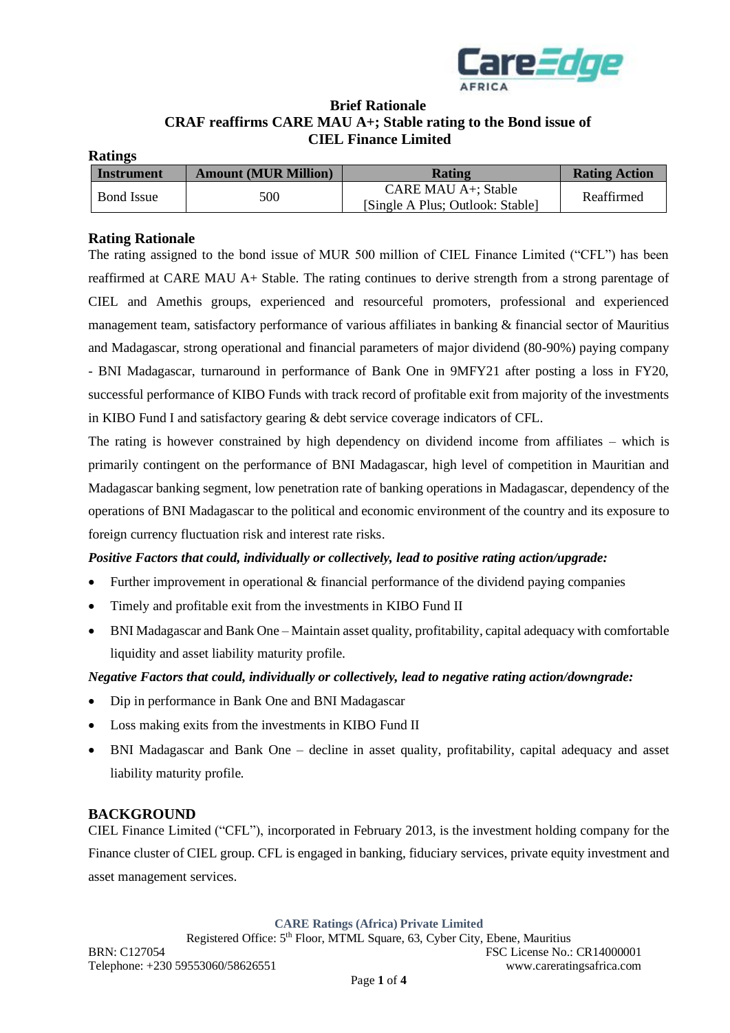**Brief Rationale**

**CRAF reaffirms CARE MAU A+; Stable rating to the Bond issue of CIEL Finance Limited**

**Ratings**

| Instrument | Amount (MUR Million) | Rating | Rating Action |
|---|---|---|---|
| Bond Issue | 500 | CARE MAU A+; Stable [Single A Plus; Outlook: Stable] | Reaffirmed |

## Rating Rationale

The rating assigned to the bond issue of MUR 500 million of CIEL Finance Limited ("CFL") has been reaffirmed at CARE MAU A+ Stable. The rating continues to derive strength from a strong parentage of CIEL and Amethis groups, experienced and resourceful promoters, professional and experienced management team, satisfactory performance of various affiliates in banking & financial sector of Mauritius and Madagascar, strong operational and financial parameters of major dividend (80-90%) paying company - BNI Madagascar, turnaround in performance of Bank One in 9MFY21 after posting a loss in FY20, successful performance of KIBO Funds with track record of profitable exit from majority of the investments in KIBO Fund I and satisfactory gearing & debt service coverage indicators of CFL.

The rating is however constrained by high dependency on dividend income from affiliates – which is primarily contingent on the performance of BNI Madagascar, high level of competition in Mauritian and Madagascar banking segment, low penetration rate of banking operations in Madagascar, dependency of the operations of BNI Madagascar to the political and economic environment of the country and its exposure to foreign currency fluctuation risk and interest rate risks.

***Positive Factors that could, individually or collectively, lead to positive rating action/upgrade:***

- Further improvement in operational & financial performance of the dividend paying companies
- Timely and profitable exit from the investments in KIBO Fund II
- BNI Madagascar and Bank One – Maintain asset quality, profitability, capital adequacy with comfortable liquidity and asset liability maturity profile.

***Negative Factors that could, individually or collectively, lead to negative rating action/downgrade:***

- Dip in performance in Bank One and BNI Madagascar
- Loss making exits from the investments in KIBO Fund II
- BNI Madagascar and Bank One – decline in asset quality, profitability, capital adequacy and asset liability maturity profile.

## BACKGROUND

CIEL Finance Limited ("CFL"), incorporated in February 2013, is the investment holding company for the Finance cluster of CIEL group. CFL is engaged in banking, fiduciary services, private equity investment and asset management services.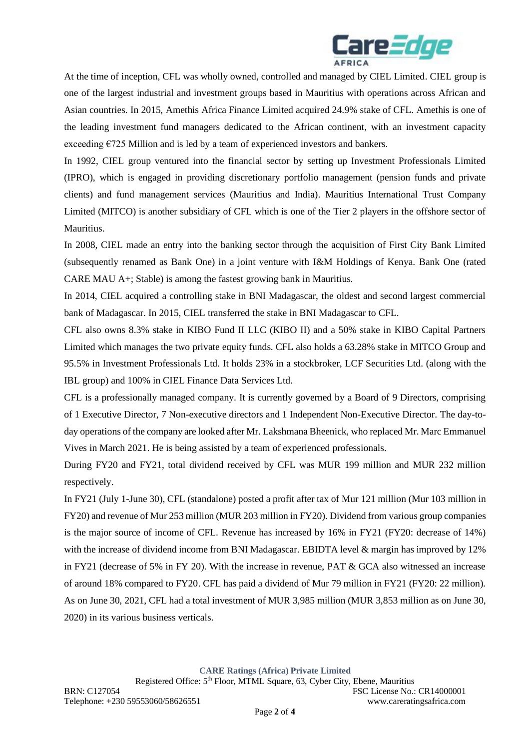At the time of inception, CFL was wholly owned, controlled and managed by CIEL Limited. CIEL group is one of the largest industrial and investment groups based in Mauritius with operations across African and Asian countries. In 2015, Amethis Africa Finance Limited acquired 24.9% stake of CFL. Amethis is one of the leading investment fund managers dedicated to the African continent, with an investment capacity exceeding €725 Million and is led by a team of experienced investors and bankers.

In 1992, CIEL group ventured into the financial sector by setting up Investment Professionals Limited (IPRO), which is engaged in providing discretionary portfolio management (pension funds and private clients) and fund management services (Mauritius and India). Mauritius International Trust Company Limited (MITCO) is another subsidiary of CFL which is one of the Tier 2 players in the offshore sector of Mauritius.

In 2008, CIEL made an entry into the banking sector through the acquisition of First City Bank Limited (subsequently renamed as Bank One) in a joint venture with I&M Holdings of Kenya. Bank One (rated CARE MAU A+; Stable) is among the fastest growing bank in Mauritius.

In 2014, CIEL acquired a controlling stake in BNI Madagascar, the oldest and second largest commercial bank of Madagascar. In 2015, CIEL transferred the stake in BNI Madagascar to CFL.

CFL also owns 8.3% stake in KIBO Fund II LLC (KIBO II) and a 50% stake in KIBO Capital Partners Limited which manages the two private equity funds. CFL also holds a 63.28% stake in MITCO Group and 95.5% in Investment Professionals Ltd. It holds 23% in a stockbroker, LCF Securities Ltd. (along with the IBL group) and 100% in CIEL Finance Data Services Ltd.

CFL is a professionally managed company. It is currently governed by a Board of 9 Directors, comprising of 1 Executive Director, 7 Non-executive directors and 1 Independent Non-Executive Director. The day-to-day operations of the company are looked after Mr. Lakshmana Bheenick, who replaced Mr. Marc Emmanuel Vives in March 2021. He is being assisted by a team of experienced professionals.

During FY20 and FY21, total dividend received by CFL was MUR 199 million and MUR 232 million respectively.

In FY21 (July 1-June 30), CFL (standalone) posted a profit after tax of Mur 121 million (Mur 103 million in FY20) and revenue of Mur 253 million (MUR 203 million in FY20). Dividend from various group companies is the major source of income of CFL. Revenue has increased by 16% in FY21 (FY20: decrease of 14%) with the increase of dividend income from BNI Madagascar. EBIDTA level & margin has improved by 12% in FY21 (decrease of 5% in FY 20). With the increase in revenue, PAT & GCA also witnessed an increase of around 18% compared to FY20. CFL has paid a dividend of Mur 79 million in FY21 (FY20: 22 million). As on June 30, 2021, CFL had a total investment of MUR 3,985 million (MUR 3,853 million as on June 30, 2020) in its various business verticals.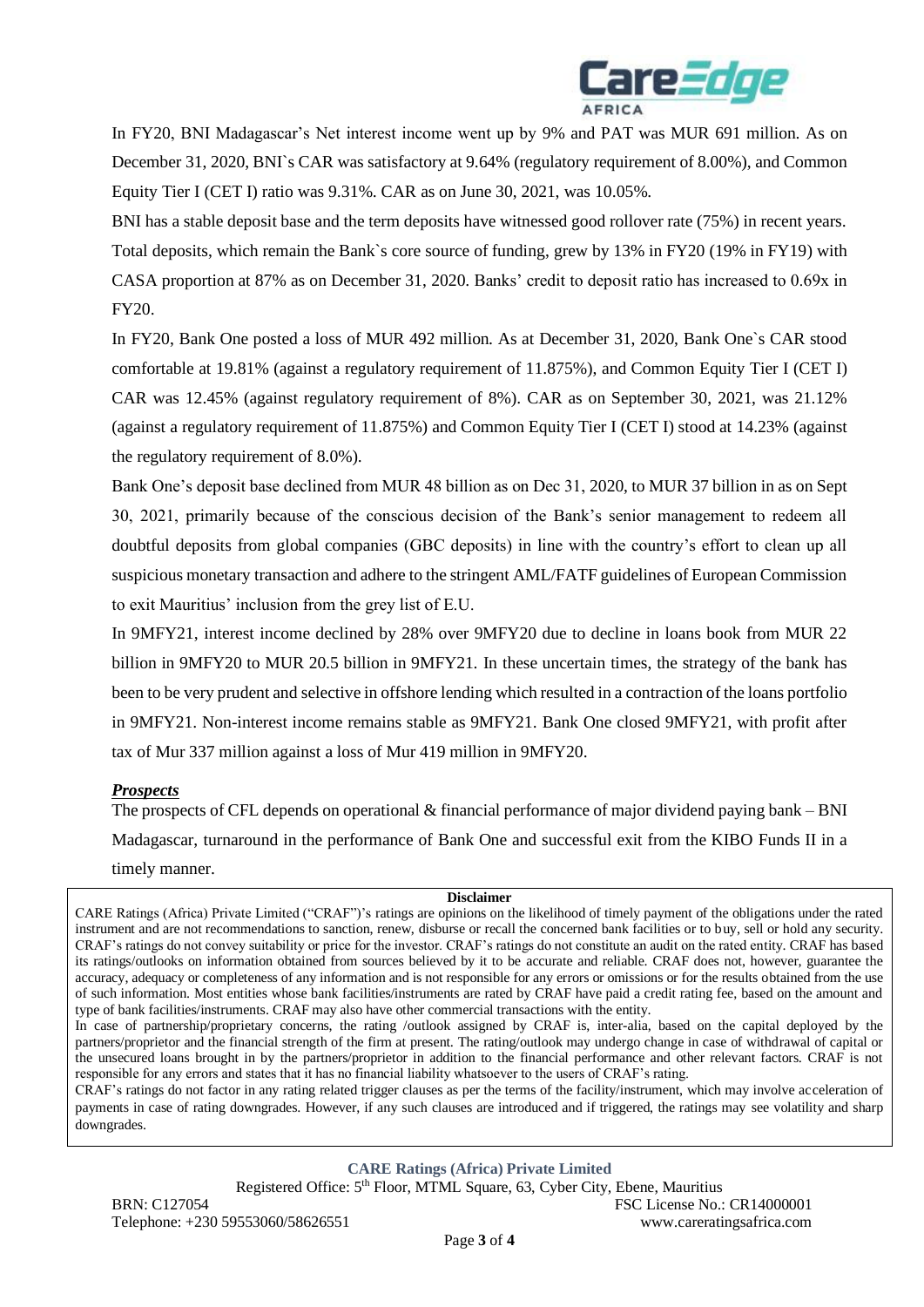In FY20, BNI Madagascar's Net interest income went up by 9% and PAT was MUR 691 million. As on December 31, 2020, BNI`s CAR was satisfactory at 9.64% (regulatory requirement of 8.00%), and Common Equity Tier I (CET I) ratio was 9.31%. CAR as on June 30, 2021, was 10.05%.

BNI has a stable deposit base and the term deposits have witnessed good rollover rate (75%) in recent years. Total deposits, which remain the Bank`s core source of funding, grew by 13% in FY20 (19% in FY19) with CASA proportion at 87% as on December 31, 2020. Banks' credit to deposit ratio has increased to 0.69x in FY20.

In FY20, Bank One posted a loss of MUR 492 million. As at December 31, 2020, Bank One`s CAR stood comfortable at 19.81% (against a regulatory requirement of 11.875%), and Common Equity Tier I (CET I) CAR was 12.45% (against regulatory requirement of 8%). CAR as on September 30, 2021, was 21.12% (against a regulatory requirement of 11.875%) and Common Equity Tier I (CET I) stood at 14.23% (against the regulatory requirement of 8.0%).

Bank One's deposit base declined from MUR 48 billion as on Dec 31, 2020, to MUR 37 billion in as on Sept 30, 2021, primarily because of the conscious decision of the Bank's senior management to redeem all doubtful deposits from global companies (GBC deposits) in line with the country's effort to clean up all suspicious monetary transaction and adhere to the stringent AML/FATF guidelines of European Commission to exit Mauritius' inclusion from the grey list of E.U.

In 9MFY21, interest income declined by 28% over 9MFY20 due to decline in loans book from MUR 22 billion in 9MFY20 to MUR 20.5 billion in 9MFY21. In these uncertain times, the strategy of the bank has been to be very prudent and selective in offshore lending which resulted in a contraction of the loans portfolio in 9MFY21. Non-interest income remains stable as 9MFY21. Bank One closed 9MFY21, with profit after tax of Mur 337 million against a loss of Mur 419 million in 9MFY20.

***Prospects***

The prospects of CFL depends on operational & financial performance of major dividend paying bank – BNI Madagascar, turnaround in the performance of Bank One and successful exit from the KIBO Funds II in a timely manner.

**Disclaimer**

CARE Ratings (Africa) Private Limited ("CRAF")'s ratings are opinions on the likelihood of timely payment of the obligations under the rated instrument and are not recommendations to sanction, renew, disburse or recall the concerned bank facilities or to buy, sell or hold any security. CRAF's ratings do not convey suitability or price for the investor. CRAF's ratings do not constitute an audit on the rated entity. CRAF has based its ratings/outlooks on information obtained from sources believed by it to be accurate and reliable. CRAF does not, however, guarantee the accuracy, adequacy or completeness of any information and is not responsible for any errors or omissions or for the results obtained from the use of such information. Most entities whose bank facilities/instruments are rated by CRAF have paid a credit rating fee, based on the amount and type of bank facilities/instruments. CRAF may also have other commercial transactions with the entity.

In case of partnership/proprietary concerns, the rating /outlook assigned by CRAF is, inter-alia, based on the capital deployed by the partners/proprietor and the financial strength of the firm at present. The rating/outlook may undergo change in case of withdrawal of capital or the unsecured loans brought in by the partners/proprietor in addition to the financial performance and other relevant factors. CRAF is not responsible for any errors and states that it has no financial liability whatsoever to the users of CRAF's rating.

CRAF's ratings do not factor in any rating related trigger clauses as per the terms of the facility/instrument, which may involve acceleration of payments in case of rating downgrades. However, if any such clauses are introduced and if triggered, the ratings may see volatility and sharp downgrades.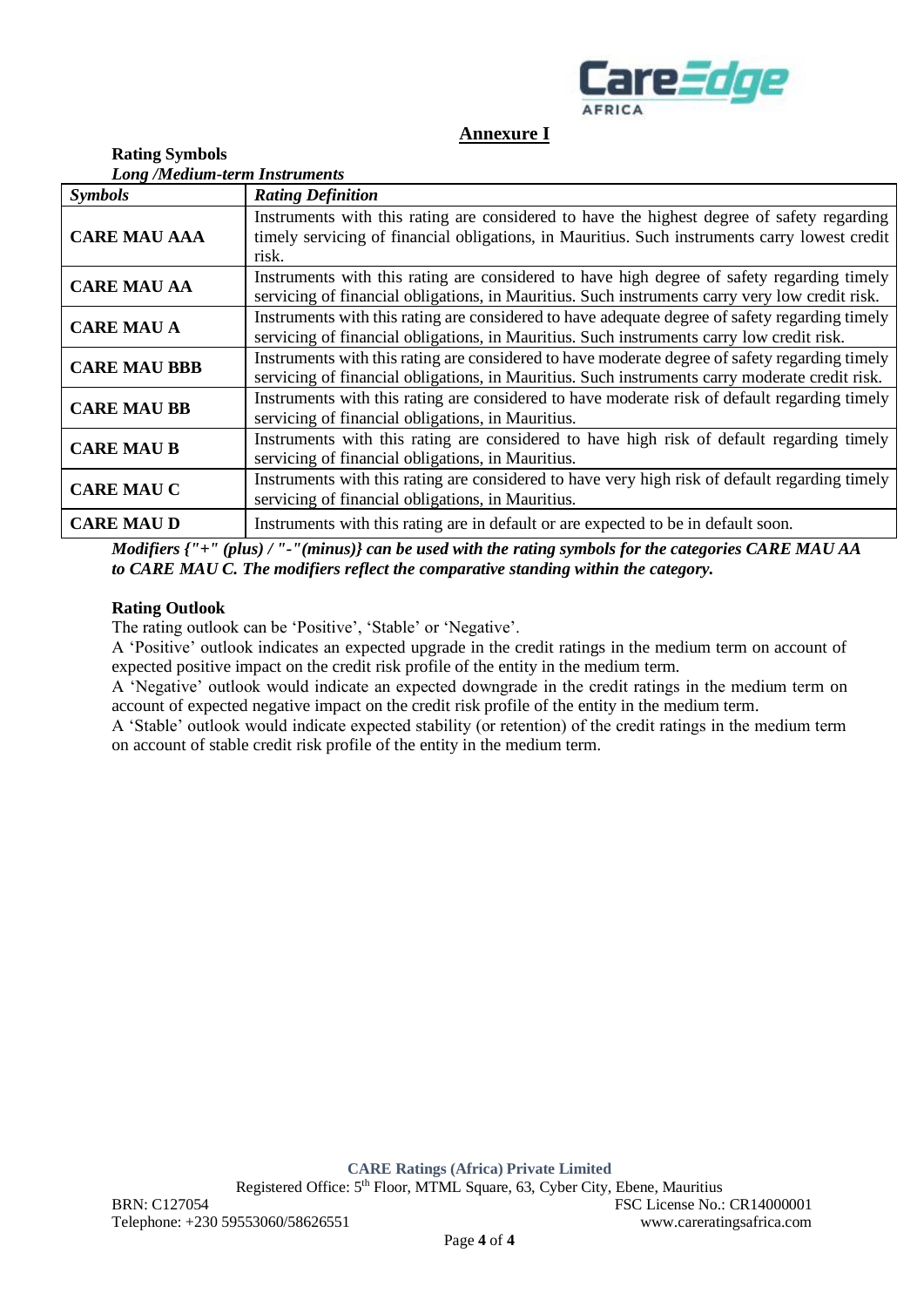## Annexure I

**Rating Symbols**

***Long /Medium-term Instruments***

| *Symbols* | *Rating Definition* |
|---|---|
| **CARE MAU AAA** | Instruments with this rating are considered to have the highest degree of safety regarding timely servicing of financial obligations, in Mauritius. Such instruments carry lowest credit risk. |
| **CARE MAU AA** | Instruments with this rating are considered to have high degree of safety regarding timely servicing of financial obligations, in Mauritius. Such instruments carry very low credit risk. |
| **CARE MAU A** | Instruments with this rating are considered to have adequate degree of safety regarding timely servicing of financial obligations, in Mauritius. Such instruments carry low credit risk. |
| **CARE MAU BBB** | Instruments with this rating are considered to have moderate degree of safety regarding timely servicing of financial obligations, in Mauritius. Such instruments carry moderate credit risk. |
| **CARE MAU BB** | Instruments with this rating are considered to have moderate risk of default regarding timely servicing of financial obligations, in Mauritius. |
| **CARE MAU B** | Instruments with this rating are considered to have high risk of default regarding timely servicing of financial obligations, in Mauritius. |
| **CARE MAU C** | Instruments with this rating are considered to have very high risk of default regarding timely servicing of financial obligations, in Mauritius. |
| **CARE MAU D** | Instruments with this rating are in default or are expected to be in default soon. |

***Modifiers {"+" (plus) / "-"(minus)} can be used with the rating symbols for the categories CARE MAU AA to CARE MAU C. The modifiers reflect the comparative standing within the category.***

**Rating Outlook**

The rating outlook can be 'Positive', 'Stable' or 'Negative'.

A 'Positive' outlook indicates an expected upgrade in the credit ratings in the medium term on account of expected positive impact on the credit risk profile of the entity in the medium term.

A 'Negative' outlook would indicate an expected downgrade in the credit ratings in the medium term on account of expected negative impact on the credit risk profile of the entity in the medium term.

A 'Stable' outlook would indicate expected stability (or retention) of the credit ratings in the medium term on account of stable credit risk profile of the entity in the medium term.